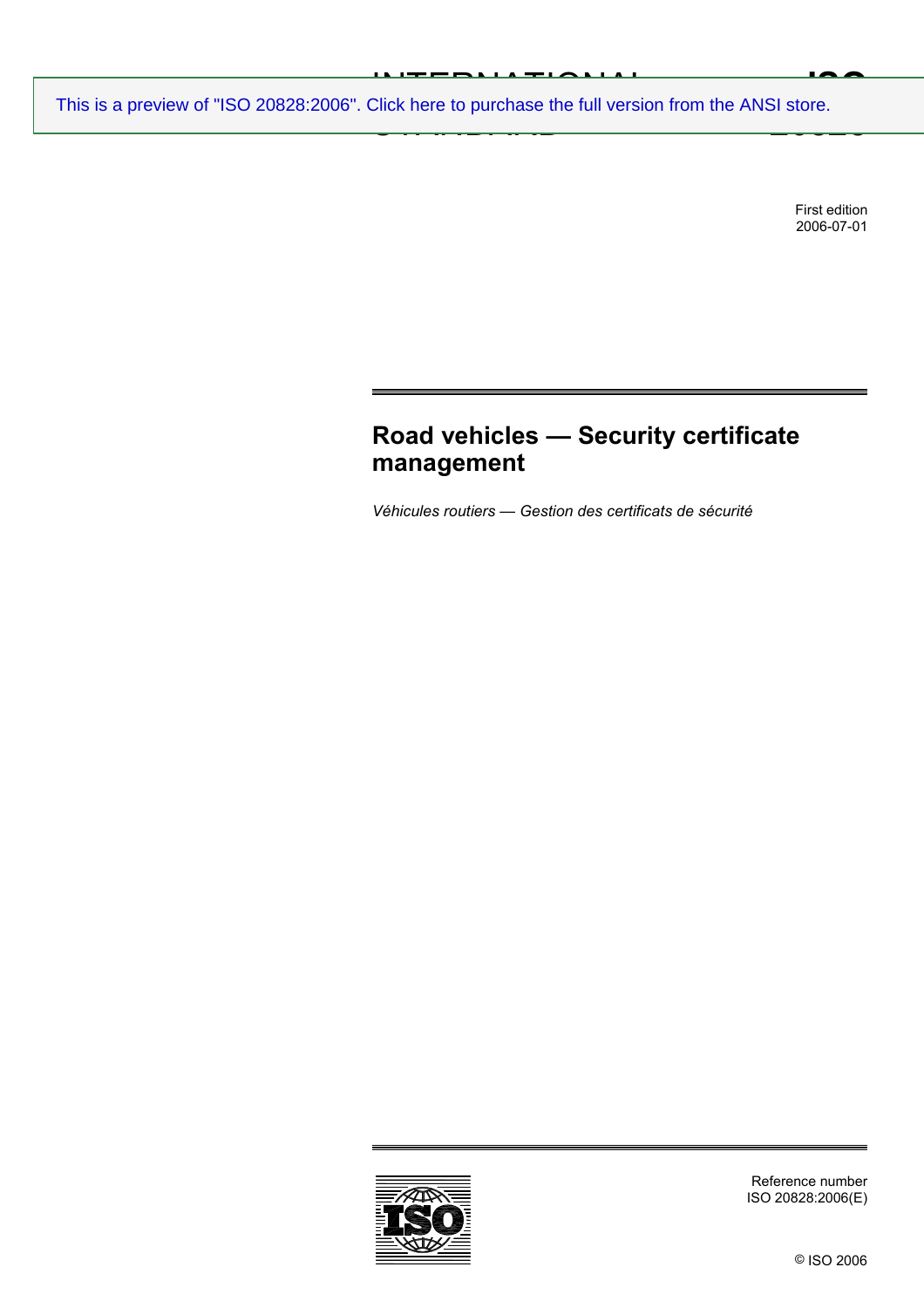This is a preview of "ISO 20828:2006". Click here to purchase the full version from the ANSI store.

First edition
2006-07-01

# Road vehicles — Security certificate management

*Véhicules routiers — Gestion des certificats de sécurité*

Reference number
ISO 20828:2006(E)

© ISO 2006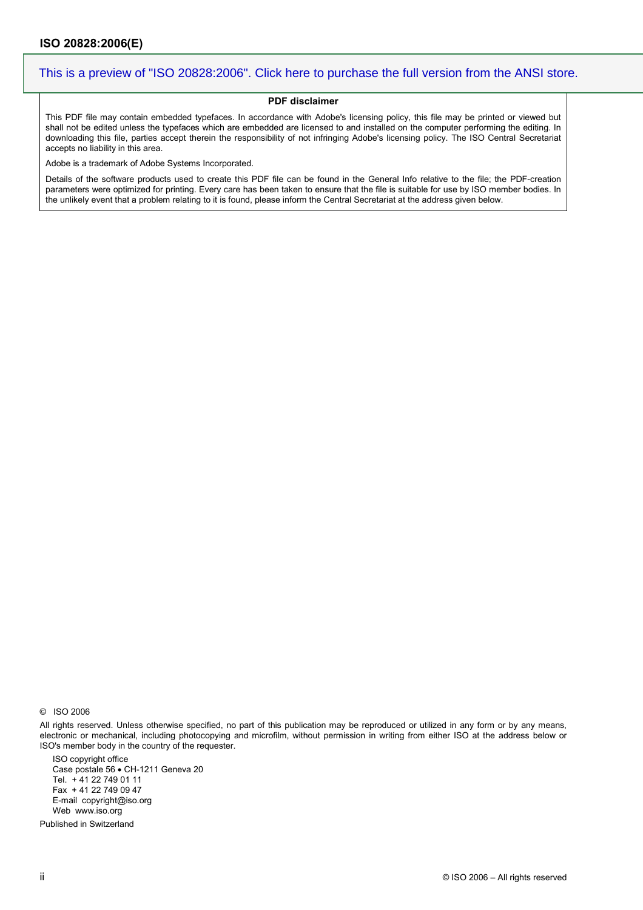This is a preview of "ISO 20828:2006". Click here to purchase the full version from the ANSI store.

**PDF disclaimer**

This PDF file may contain embedded typefaces. In accordance with Adobe's licensing policy, this file may be printed or viewed but shall not be edited unless the typefaces which are embedded are licensed to and installed on the computer performing the editing. In downloading this file, parties accept therein the responsibility of not infringing Adobe's licensing policy. The ISO Central Secretariat accepts no liability in this area.

Adobe is a trademark of Adobe Systems Incorporated.

Details of the software products used to create this PDF file can be found in the General Info relative to the file; the PDF-creation parameters were optimized for printing. Every care has been taken to ensure that the file is suitable for use by ISO member bodies. In the unlikely event that a problem relating to it is found, please inform the Central Secretariat at the address given below.

© ISO 2006

All rights reserved. Unless otherwise specified, no part of this publication may be reproduced or utilized in any form or by any means, electronic or mechanical, including photocopying and microfilm, without permission in writing from either ISO at the address below or ISO's member body in the country of the requester.

ISO copyright office
Case postale 56 • CH-1211 Geneva 20
Tel. + 41 22 749 01 11
Fax + 41 22 749 09 47
E-mail copyright@iso.org
Web www.iso.org

Published in Switzerland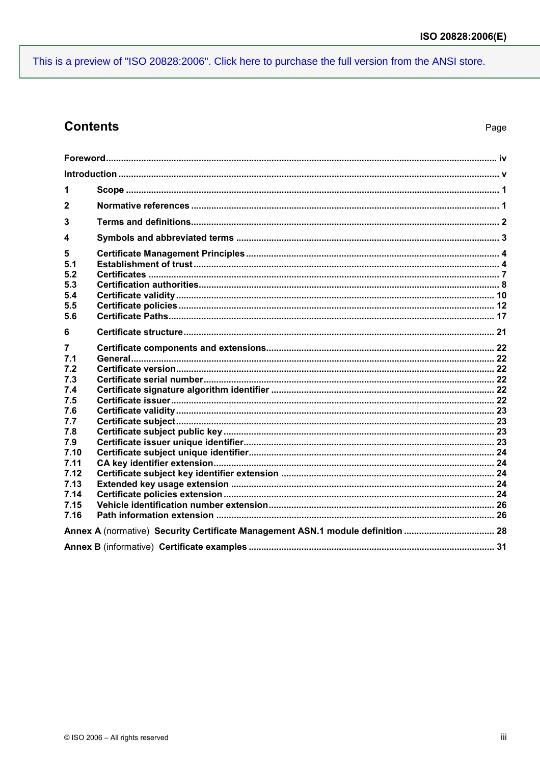## Contents

Page

| | | |
|---|---|---|
| **Foreword** | | **iv** |
| **Introduction** | | **v** |
| **1** | **Scope** | **1** |
| **2** | **Normative references** | **1** |
| **3** | **Terms and definitions** | **2** |
| **4** | **Symbols and abbreviated terms** | **3** |
| **5** | **Certificate Management Principles** | **4** |
| **5.1** | **Establishment of trust** | **4** |
| **5.2** | **Certificates** | **7** |
| **5.3** | **Certification authorities** | **8** |
| **5.4** | **Certificate validity** | **10** |
| **5.5** | **Certificate policies** | **12** |
| **5.6** | **Certificate Paths** | **17** |
| **6** | **Certificate structure** | **21** |
| **7** | **Certificate components and extensions** | **22** |
| **7.1** | **General** | **22** |
| **7.2** | **Certificate version** | **22** |
| **7.3** | **Certificate serial number** | **22** |
| **7.4** | **Certificate signature algorithm identifier** | **22** |
| **7.5** | **Certificate issuer** | **22** |
| **7.6** | **Certificate validity** | **23** |
| **7.7** | **Certificate subject** | **23** |
| **7.8** | **Certificate subject public key** | **23** |
| **7.9** | **Certificate issuer unique identifier** | **23** |
| **7.10** | **Certificate subject unique identifier** | **24** |
| **7.11** | **CA key identifier extension** | **24** |
| **7.12** | **Certificate subject key identifier extension** | **24** |
| **7.13** | **Extended key usage extension** | **24** |
| **7.14** | **Certificate policies extension** | **24** |
| **7.15** | **Vehicle identification number extension** | **26** |
| **7.16** | **Path information extension** | **26** |
| **Annex A** (normative) | **Security Certificate Management ASN.1 module definition** | **28** |
| **Annex B** (informative) | **Certificate examples** | **31** |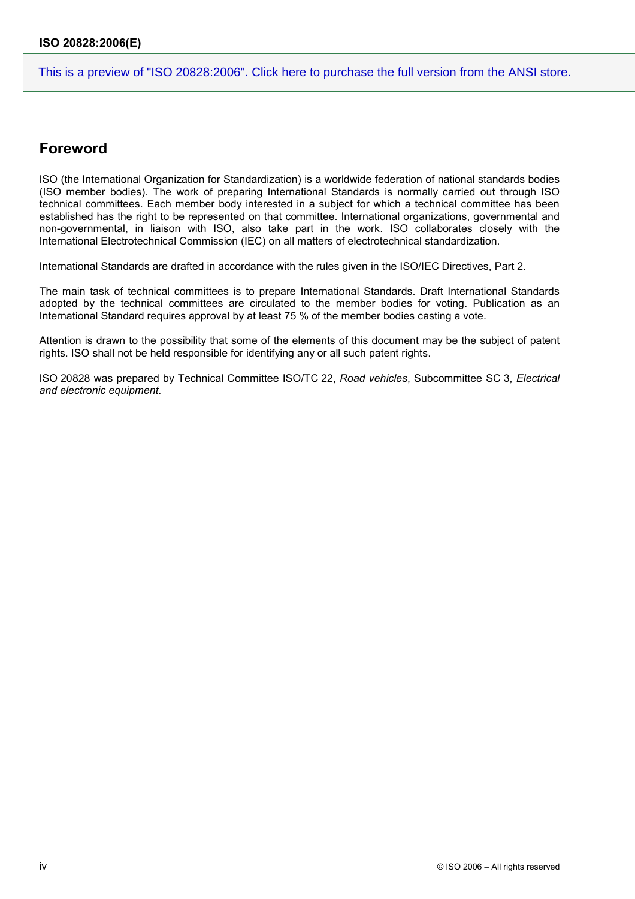## Foreword

ISO (the International Organization for Standardization) is a worldwide federation of national standards bodies (ISO member bodies). The work of preparing International Standards is normally carried out through ISO technical committees. Each member body interested in a subject for which a technical committee has been established has the right to be represented on that committee. International organizations, governmental and non-governmental, in liaison with ISO, also take part in the work. ISO collaborates closely with the International Electrotechnical Commission (IEC) on all matters of electrotechnical standardization.

International Standards are drafted in accordance with the rules given in the ISO/IEC Directives, Part 2.

The main task of technical committees is to prepare International Standards. Draft International Standards adopted by the technical committees are circulated to the member bodies for voting. Publication as an International Standard requires approval by at least 75 % of the member bodies casting a vote.

Attention is drawn to the possibility that some of the elements of this document may be the subject of patent rights. ISO shall not be held responsible for identifying any or all such patent rights.

ISO 20828 was prepared by Technical Committee ISO/TC 22, *Road vehicles*, Subcommittee SC 3, *Electrical and electronic equipment*.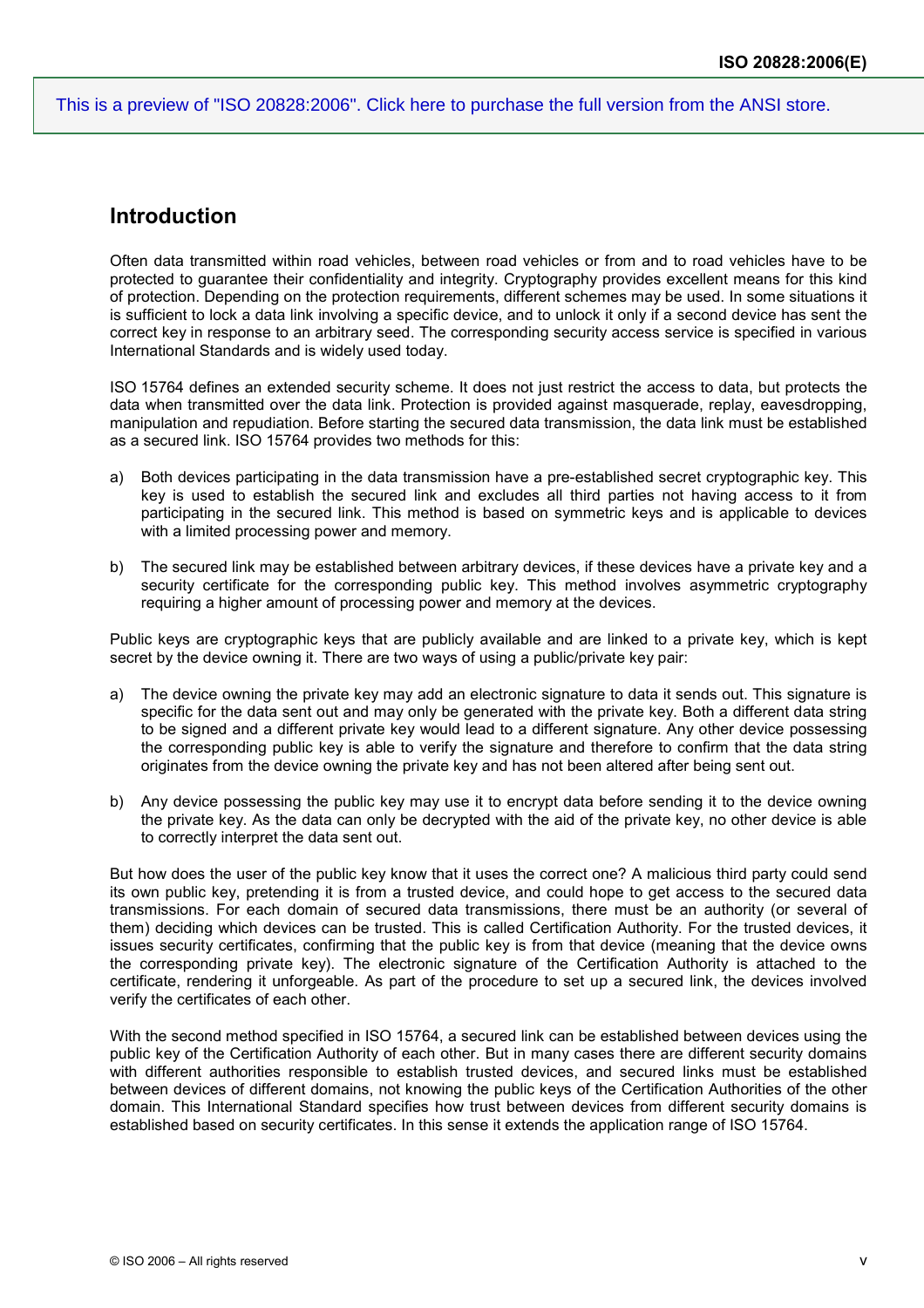## Introduction

Often data transmitted within road vehicles, between road vehicles or from and to road vehicles have to be protected to guarantee their confidentiality and integrity. Cryptography provides excellent means for this kind of protection. Depending on the protection requirements, different schemes may be used. In some situations it is sufficient to lock a data link involving a specific device, and to unlock it only if a second device has sent the correct key in response to an arbitrary seed. The corresponding security access service is specified in various International Standards and is widely used today.

ISO 15764 defines an extended security scheme. It does not just restrict the access to data, but protects the data when transmitted over the data link. Protection is provided against masquerade, replay, eavesdropping, manipulation and repudiation. Before starting the secured data transmission, the data link must be established as a secured link. ISO 15764 provides two methods for this:

a) Both devices participating in the data transmission have a pre-established secret cryptographic key. This key is used to establish the secured link and excludes all third parties not having access to it from participating in the secured link. This method is based on symmetric keys and is applicable to devices with a limited processing power and memory.

b) The secured link may be established between arbitrary devices, if these devices have a private key and a security certificate for the corresponding public key. This method involves asymmetric cryptography requiring a higher amount of processing power and memory at the devices.

Public keys are cryptographic keys that are publicly available and are linked to a private key, which is kept secret by the device owning it. There are two ways of using a public/private key pair:

a) The device owning the private key may add an electronic signature to data it sends out. This signature is specific for the data sent out and may only be generated with the private key. Both a different data string to be signed and a different private key would lead to a different signature. Any other device possessing the corresponding public key is able to verify the signature and therefore to confirm that the data string originates from the device owning the private key and has not been altered after being sent out.

b) Any device possessing the public key may use it to encrypt data before sending it to the device owning the private key. As the data can only be decrypted with the aid of the private key, no other device is able to correctly interpret the data sent out.

But how does the user of the public key know that it uses the correct one? A malicious third party could send its own public key, pretending it is from a trusted device, and could hope to get access to the secured data transmissions. For each domain of secured data transmissions, there must be an authority (or several of them) deciding which devices can be trusted. This is called Certification Authority. For the trusted devices, it issues security certificates, confirming that the public key is from that device (meaning that the device owns the corresponding private key). The electronic signature of the Certification Authority is attached to the certificate, rendering it unforgeable. As part of the procedure to set up a secured link, the devices involved verify the certificates of each other.

With the second method specified in ISO 15764, a secured link can be established between devices using the public key of the Certification Authority of each other. But in many cases there are different security domains with different authorities responsible to establish trusted devices, and secured links must be established between devices of different domains, not knowing the public keys of the Certification Authorities of the other domain. This International Standard specifies how trust between devices from different security domains is established based on security certificates. In this sense it extends the application range of ISO 15764.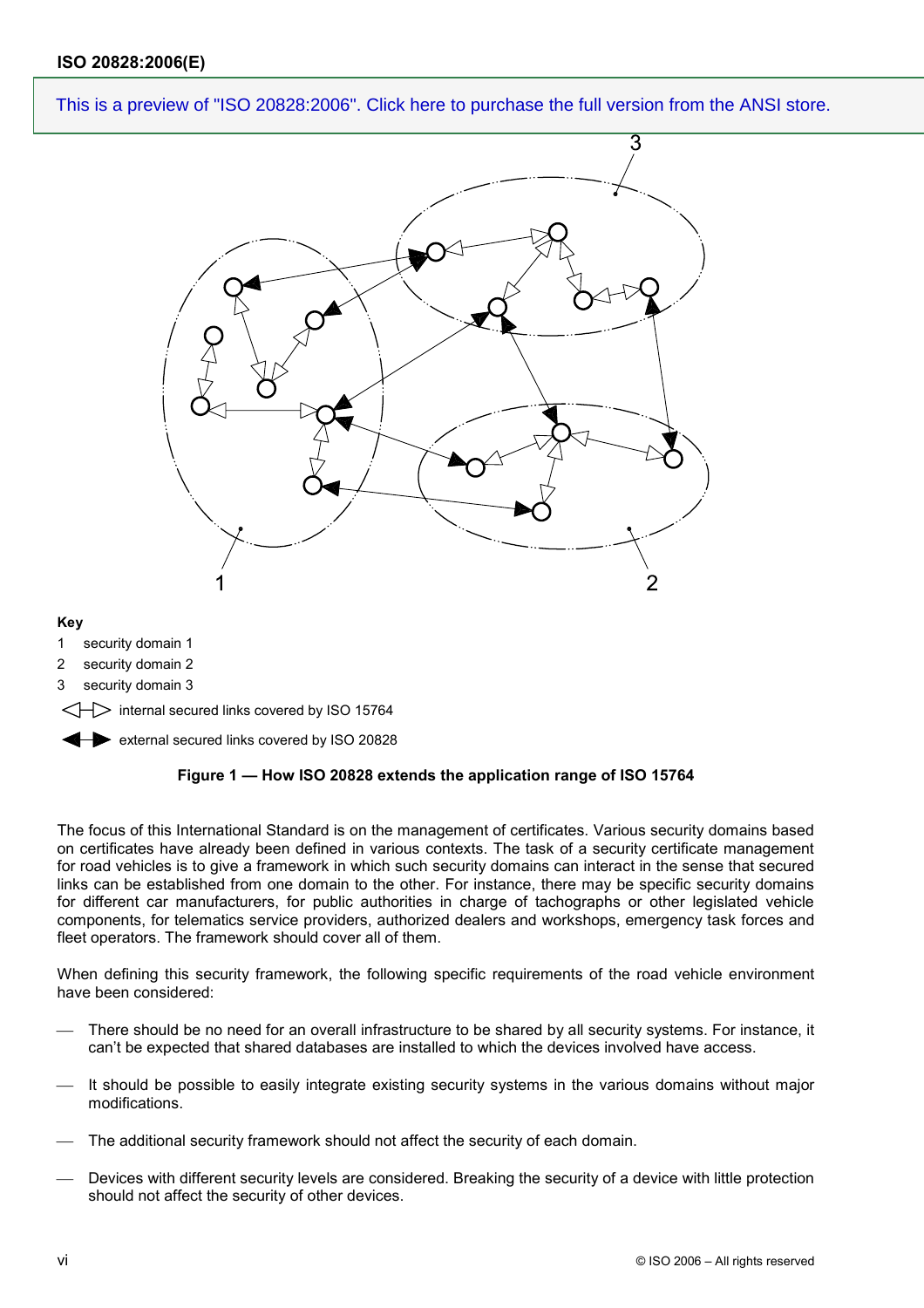This is a preview of "ISO 20828:2006". Click here to purchase the full version from the ANSI store.

**Key**

1 security domain 1

2 security domain 2

3 security domain 3

internal secured links covered by ISO 15764

external secured links covered by ISO 20828

**Figure 1 — How ISO 20828 extends the application range of ISO 15764**

The focus of this International Standard is on the management of certificates. Various security domains based on certificates have already been defined in various contexts. The task of a security certificate management for road vehicles is to give a framework in which such security domains can interact in the sense that secured links can be established from one domain to the other. For instance, there may be specific security domains for different car manufacturers, for public authorities in charge of tachographs or other legislated vehicle components, for telematics service providers, authorized dealers and workshops, emergency task forces and fleet operators. The framework should cover all of them.

When defining this security framework, the following specific requirements of the road vehicle environment have been considered:

- There should be no need for an overall infrastructure to be shared by all security systems. For instance, it can't be expected that shared databases are installed to which the devices involved have access.
- It should be possible to easily integrate existing security systems in the various domains without major modifications.
- The additional security framework should not affect the security of each domain.
- Devices with different security levels are considered. Breaking the security of a device with little protection should not affect the security of other devices.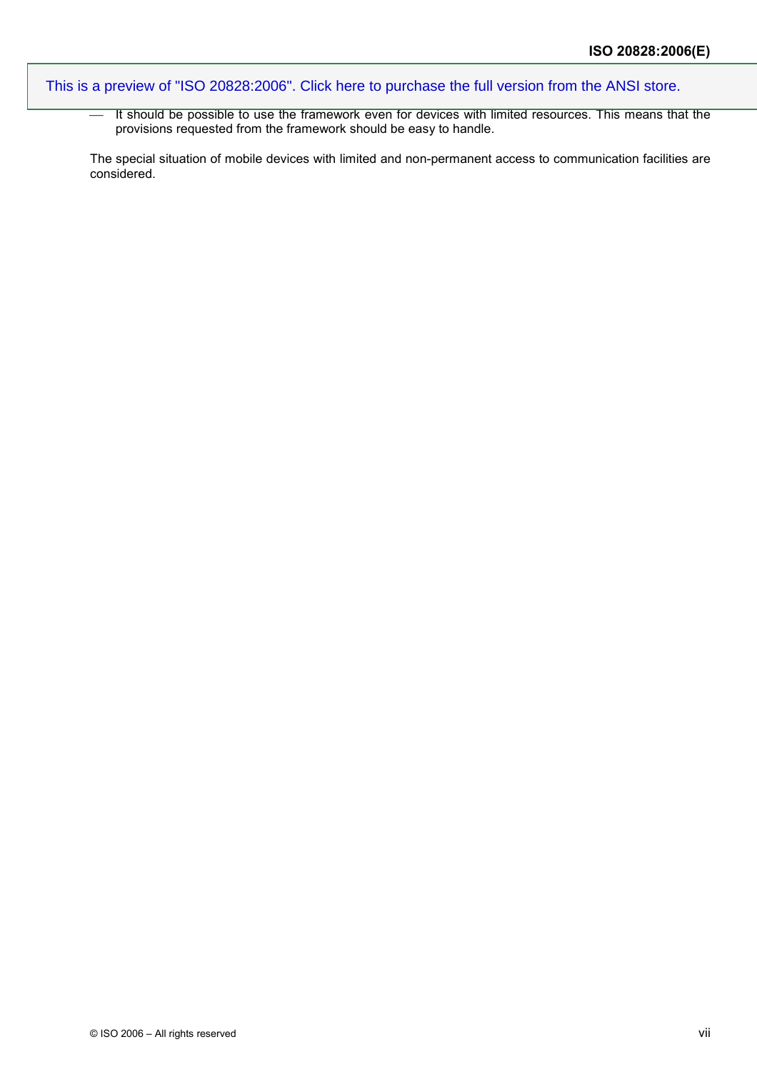- It should be possible to use the framework even for devices with limited resources. This means that the provisions requested from the framework should be easy to handle.

The special situation of mobile devices with limited and non-permanent access to communication facilities are considered.